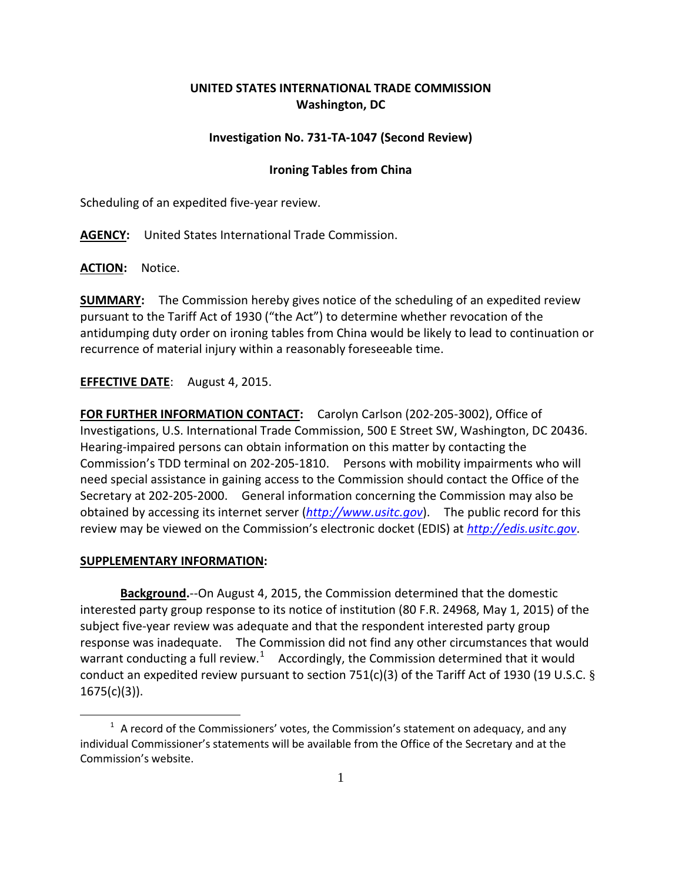**UNITED STATES INTERNATIONAL TRADE COMMISSION**
**Washington, DC**

**Investigation No. 731-TA-1047 (Second Review)**

**Ironing Tables from China**

Scheduling of an expedited five-year review.

**AGENCY:** United States International Trade Commission.

**ACTION:** Notice.

**SUMMARY:** The Commission hereby gives notice of the scheduling of an expedited review pursuant to the Tariff Act of 1930 ("the Act") to determine whether revocation of the antidumping duty order on ironing tables from China would be likely to lead to continuation or recurrence of material injury within a reasonably foreseeable time.

**EFFECTIVE DATE**: August 4, 2015.

**FOR FURTHER INFORMATION CONTACT:** Carolyn Carlson (202-205-3002), Office of Investigations, U.S. International Trade Commission, 500 E Street SW, Washington, DC 20436. Hearing-impaired persons can obtain information on this matter by contacting the Commission's TDD terminal on 202-205-1810. Persons with mobility impairments who will need special assistance in gaining access to the Commission should contact the Office of the Secretary at 202-205-2000. General information concerning the Commission may also be obtained by accessing its internet server (*http://www.usitc.gov*). The public record for this review may be viewed on the Commission's electronic docket (EDIS) at *http://edis.usitc.gov*.

**SUPPLEMENTARY INFORMATION:**

**Background.**--On August 4, 2015, the Commission determined that the domestic interested party group response to its notice of institution (80 F.R. 24968, May 1, 2015) of the subject five-year review was adequate and that the respondent interested party group response was inadequate. The Commission did not find any other circumstances that would warrant conducting a full review.[1] Accordingly, the Commission determined that it would conduct an expedited review pursuant to section 751(c)(3) of the Tariff Act of 1930 (19 U.S.C. § 1675(c)(3)).

[1] A record of the Commissioners' votes, the Commission's statement on adequacy, and any individual Commissioner's statements will be available from the Office of the Secretary and at the Commission's website.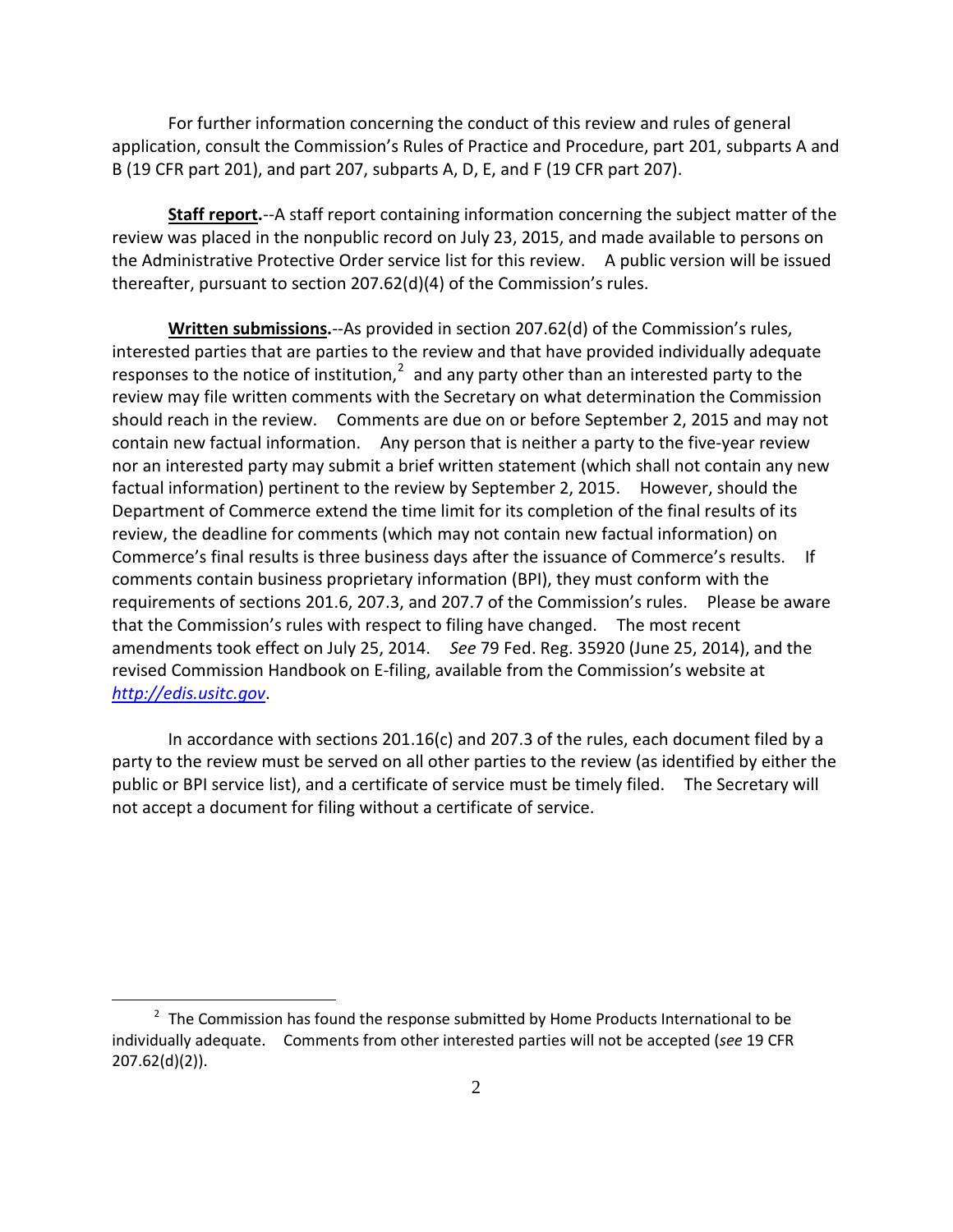For further information concerning the conduct of this review and rules of general application, consult the Commission's Rules of Practice and Procedure, part 201, subparts A and B (19 CFR part 201), and part 207, subparts A, D, E, and F (19 CFR part 207).

**Staff report.**--A staff report containing information concerning the subject matter of the review was placed in the nonpublic record on July 23, 2015, and made available to persons on the Administrative Protective Order service list for this review. A public version will be issued thereafter, pursuant to section 207.62(d)(4) of the Commission's rules.

**Written submissions.**--As provided in section 207.62(d) of the Commission's rules, interested parties that are parties to the review and that have provided individually adequate responses to the notice of institution,[2] and any party other than an interested party to the review may file written comments with the Secretary on what determination the Commission should reach in the review. Comments are due on or before September 2, 2015 and may not contain new factual information. Any person that is neither a party to the five-year review nor an interested party may submit a brief written statement (which shall not contain any new factual information) pertinent to the review by September 2, 2015. However, should the Department of Commerce extend the time limit for its completion of the final results of its review, the deadline for comments (which may not contain new factual information) on Commerce's final results is three business days after the issuance of Commerce's results. If comments contain business proprietary information (BPI), they must conform with the requirements of sections 201.6, 207.3, and 207.7 of the Commission's rules. Please be aware that the Commission's rules with respect to filing have changed. The most recent amendments took effect on July 25, 2014. *See* 79 Fed. Reg. 35920 (June 25, 2014), and the revised Commission Handbook on E-filing, available from the Commission's website at [http://edis.usitc.gov](http://edis.usitc.gov).

In accordance with sections 201.16(c) and 207.3 of the rules, each document filed by a party to the review must be served on all other parties to the review (as identified by either the public or BPI service list), and a certificate of service must be timely filed. The Secretary will not accept a document for filing without a certificate of service.

---

[2] The Commission has found the response submitted by Home Products International to be individually adequate. Comments from other interested parties will not be accepted (*see* 19 CFR 207.62(d)(2)).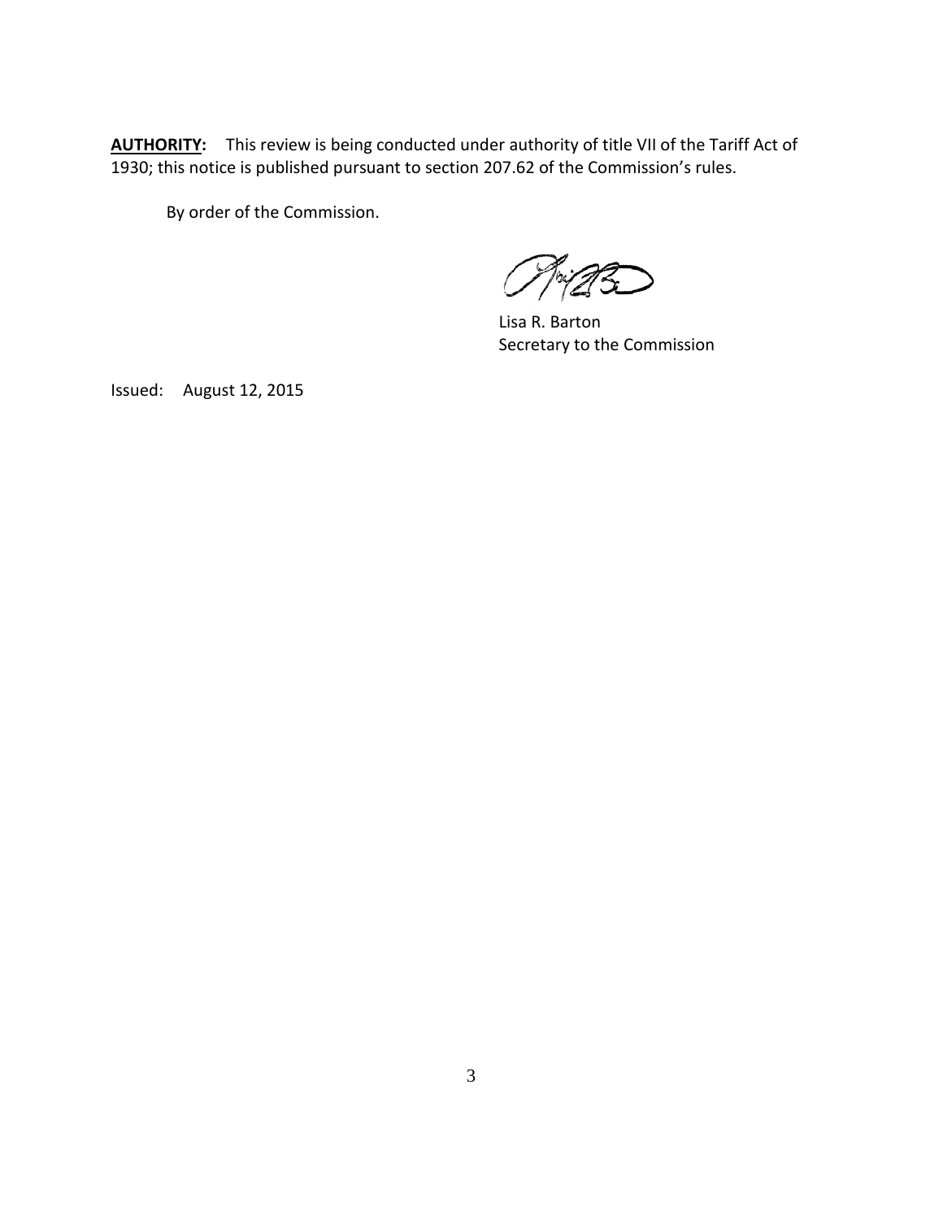**AUTHORITY:** This review is being conducted under authority of title VII of the Tariff Act of 1930; this notice is published pursuant to section 207.62 of the Commission's rules.

By order of the Commission.

Lisa R. Barton
Secretary to the Commission

Issued: August 12, 2015